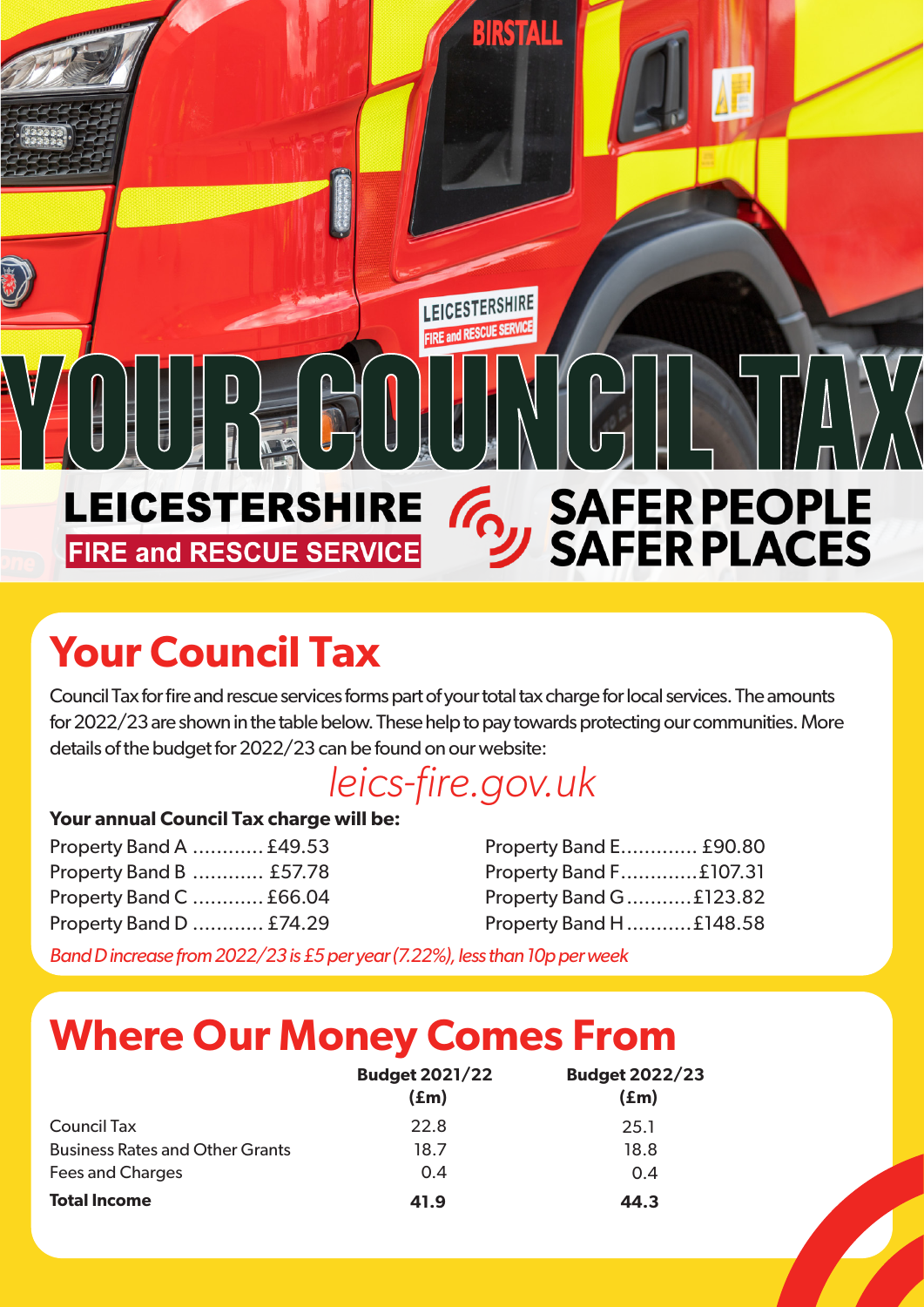# YOUR COUNCIL TAX

LEICESTERSHIRE FIRE and RESCUE SERVICE

SAFER PEOPLE SAFER PLACES

## Your Council Tax

Council Tax for fire and rescue services forms part of your total tax charge for local services. The amounts for 2022/23 are shown in the table below. These help to pay towards protecting our communities. More details of the budget for 2022/23 can be found on our website:

*leics-fire.gov.uk*

**Your annual Council Tax charge will be:**

Property Band A ............ £49.53
Property Band B ............ £57.78
Property Band C ............ £66.04
Property Band D ............ £74.29
Property Band E............. £90.80
Property Band F.............£107.31
Property Band G...........£123.82
Property Band H...........£148.58

*Band D increase from 2022/23 is £5 per year (7.22%), less than 10p per week*

## Where Our Money Comes From

| | Budget 2021/22 (£m) | Budget 2022/23 (£m) |
|---|---|---|
| Council Tax | 22.8 | 25.1 |
| Business Rates and Other Grants | 18.7 | 18.8 |
| Fees and Charges | 0.4 | 0.4 |
| **Total Income** | **41.9** | **44.3** |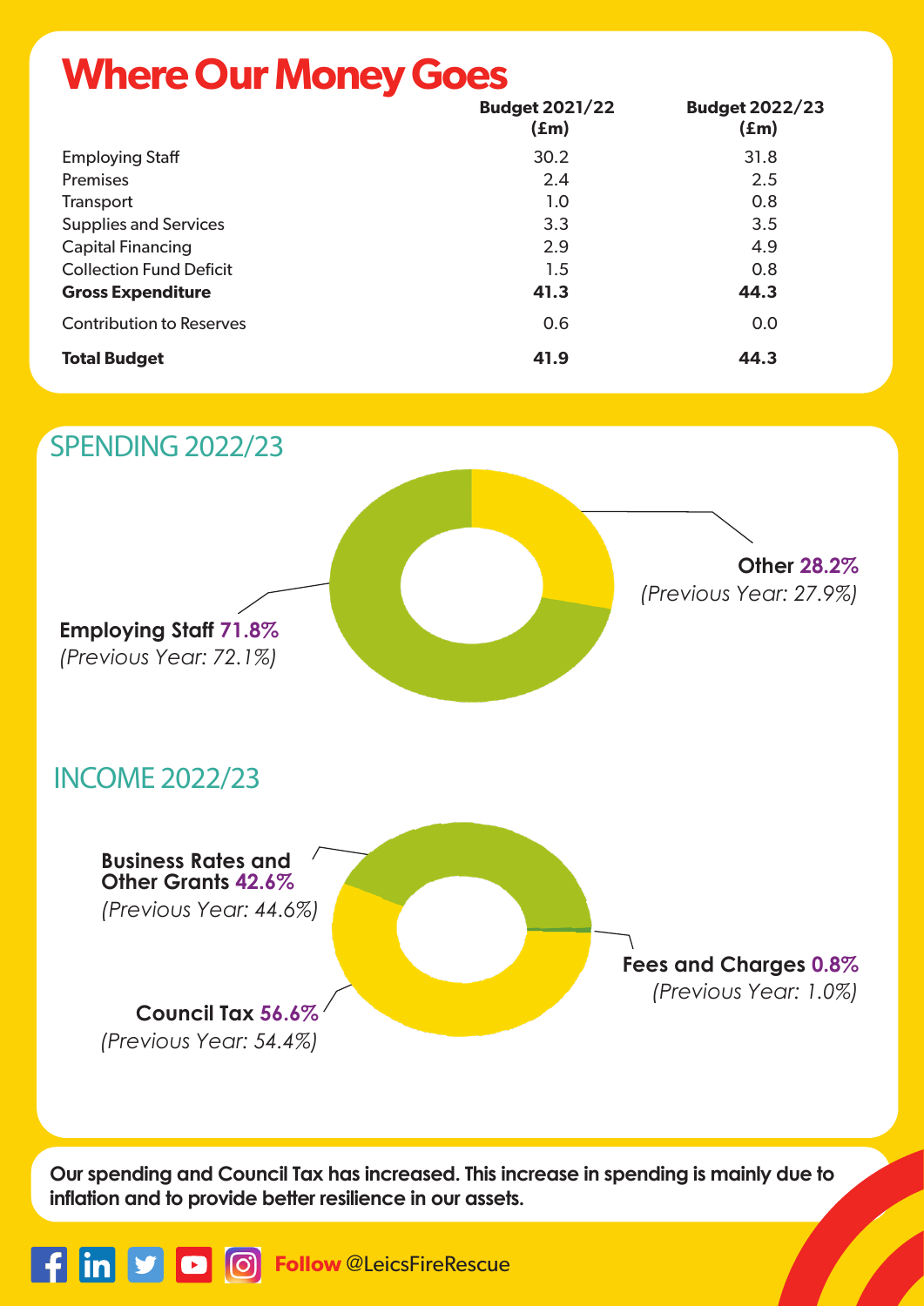# Where Our Money Goes

| | Budget 2021/22 (£m) | Budget 2022/23 (£m) |
|---|---|---|
| Employing Staff | 30.2 | 31.8 |
| Premises | 2.4 | 2.5 |
| Transport | 1.0 | 0.8 |
| Supplies and Services | 3.3 | 3.5 |
| Capital Financing | 2.9 | 4.9 |
| Collection Fund Deficit | 1.5 | 0.8 |
| **Gross Expenditure** | **41.3** | **44.3** |
| Contribution to Reserves | 0.6 | 0.0 |
| **Total Budget** | **41.9** | **44.3** |

## SPENDING 2022/23

**Other 28.2%**
*(Previous Year: 27.9%)*

**Employing Staff 71.8%**
*(Previous Year: 72.1%)*

## INCOME 2022/23

**Business Rates and Other Grants 42.6%**
*(Previous Year: 44.6%)*

**Fees and Charges 0.8%**
*(Previous Year: 1.0%)*

**Council Tax 56.6%**
*(Previous Year: 54.4%)*

**Our spending and Council Tax has increased. This increase in spending is mainly due to inflation and to provide better resilience in our assets.**

**Follow** @LeicsFireRescue